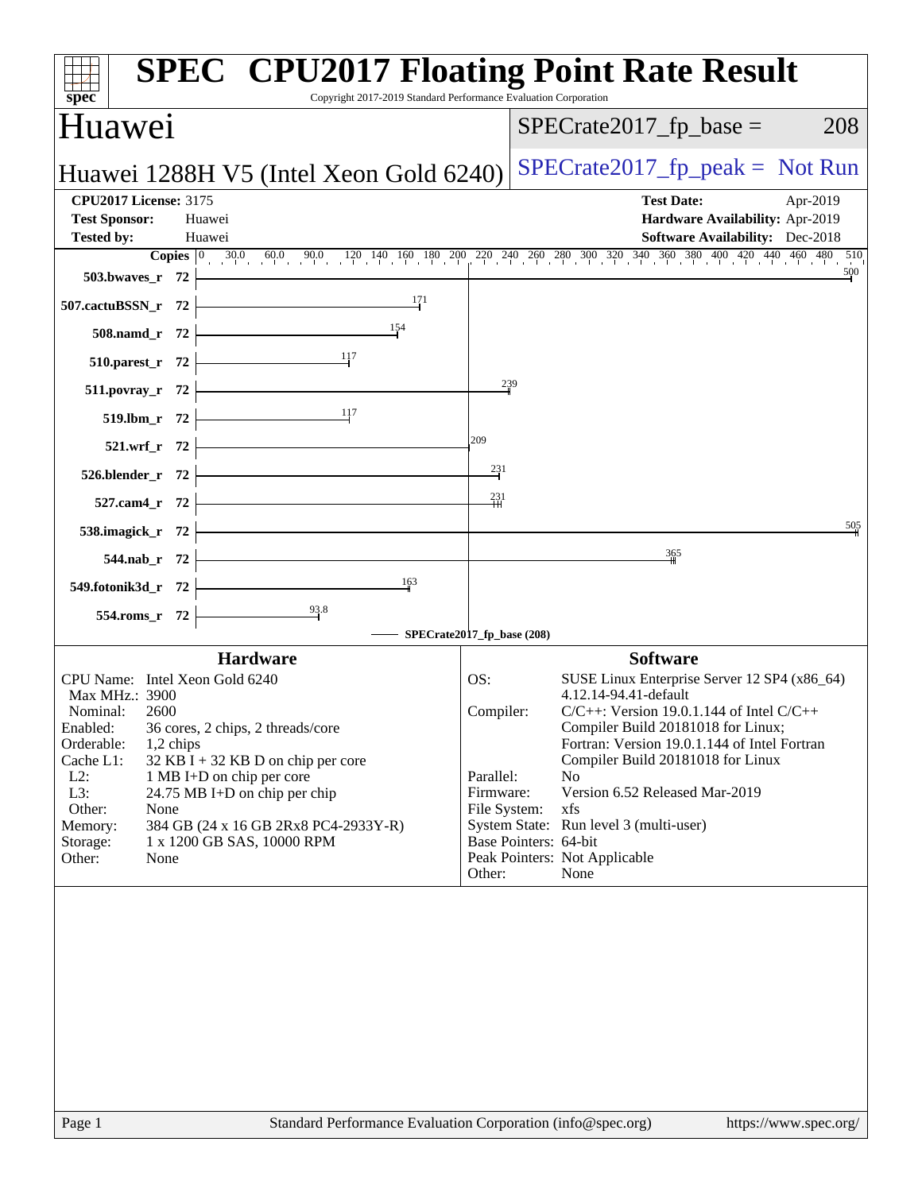# SPEC CPU2017 Floating Point Rate Result

Copyright 2017-2019 Standard Performance Evaluation Corporation

## Huawei

**Huawei 1288H V5 (Intel Xeon Gold 6240)**

SPECrate2017_fp_base = 208

SPECrate2017_fp_peak = Not Run

**CPU2017 License:** 3175
**Test Sponsor:** Huawei
**Tested by:** Huawei

**Test Date:** Apr-2019
**Hardware Availability:** Apr-2019
**Software Availability:** Dec-2018

| Benchmark | Copies | SPECrate2017_fp_base |
|---|---|---|
| 503.bwaves_r | 72 | 500 |
| 507.cactuBSSN_r | 72 | 171 |
| 508.namd_r | 72 | 154 |
| 510.parest_r | 72 | 117 |
| 511.povray_r | 72 | 239 |
| 519.lbm_r | 72 | 117 |
| 521.wrf_r | 72 | 209 |
| 526.blender_r | 72 | 231 |
| 527.cam4_r | 72 | 231 |
| 538.imagick_r | 72 | 505 |
| 544.nab_r | 72 | 365 |
| 549.fotonik3d_r | 72 | 163 |
| 554.roms_r | 72 | 93.8 |

SPECrate2017_fp_base (208)

## Hardware

| | |
|---|---|
| CPU Name: | Intel Xeon Gold 6240 |
| Max MHz.: | 3900 |
| Nominal: | 2600 |
| Enabled: | 36 cores, 2 chips, 2 threads/core |
| Orderable: | 1,2 chips |
| Cache L1: | 32 KB I + 32 KB D on chip per core |
| L2: | 1 MB I+D on chip per core |
| L3: | 24.75 MB I+D on chip per chip |
| Other: | None |
| Memory: | 384 GB (24 x 16 GB 2Rx8 PC4-2933Y-R) |
| Storage: | 1 x 1200 GB SAS, 10000 RPM |
| Other: | None |

## Software

| | |
|---|---|
| OS: | SUSE Linux Enterprise Server 12 SP4 (x86_64) 4.12.14-94.41-default |
| Compiler: | C/C++: Version 19.0.1.144 of Intel C/C++ Compiler Build 20181018 for Linux; Fortran: Version 19.0.1.144 of Intel Fortran Compiler Build 20181018 for Linux |
| Parallel: | No |
| Firmware: | Version 6.52 Released Mar-2019 |
| File System: | xfs |
| System State: | Run level 3 (multi-user) |
| Base Pointers: | 64-bit |
| Peak Pointers: | Not Applicable |
| Other: | None |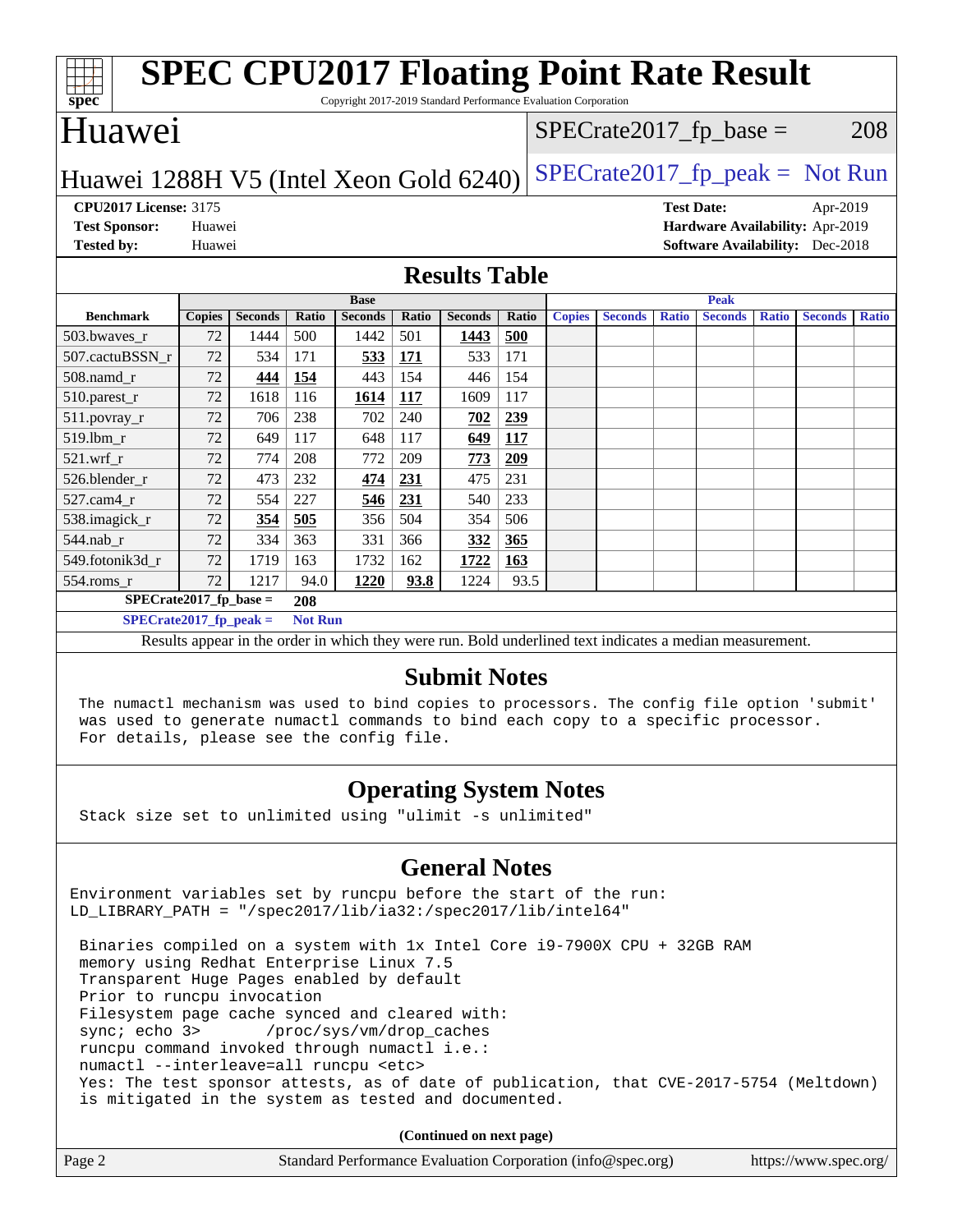# SPEC CPU2017 Floating Point Rate Result

Copyright 2017-2019 Standard Performance Evaluation Corporation

## Huawei

**Huawei 1288H V5 (Intel Xeon Gold 6240)**

SPECrate2017_fp_base = 208

SPECrate2017_fp_peak = Not Run

**CPU2017 License:** 3175
**Test Sponsor:** Huawei
**Tested by:** Huawei
**Test Date:** Apr-2019
**Hardware Availability:** Apr-2019
**Software Availability:** Dec-2018

## Results Table

| Benchmark | Base | | | | | | | Peak | | | | | | |
|---|---|---|---|---|---|---|---|---|---|---|---|---|---|---|
| | Copies | Seconds | Ratio | Seconds | Ratio | Seconds | Ratio | Copies | Seconds | Ratio | Seconds | Ratio | Seconds | Ratio |
| 503.bwaves_r | 72 | 1444 | 500 | 1442 | 501 | **1443** | **500** | | | | | | | |
| 507.cactuBSSN_r | 72 | 534 | 171 | **533** | **171** | 533 | 171 | | | | | | | |
| 508.namd_r | 72 | **444** | **154** | 443 | 154 | 446 | 154 | | | | | | | |
| 510.parest_r | 72 | 1618 | 116 | **1614** | **117** | 1609 | 117 | | | | | | | |
| 511.povray_r | 72 | 706 | 238 | 702 | 240 | **702** | **239** | | | | | | | |
| 519.lbm_r | 72 | 649 | 117 | 648 | 117 | **649** | **117** | | | | | | | |
| 521.wrf_r | 72 | 774 | 208 | 772 | 209 | **773** | **209** | | | | | | | |
| 526.blender_r | 72 | 473 | 232 | **474** | **231** | 475 | 231 | | | | | | | |
| 527.cam4_r | 72 | 554 | 227 | **546** | **231** | 540 | 233 | | | | | | | |
| 538.imagick_r | 72 | **354** | **505** | 356 | 504 | 354 | 506 | | | | | | | |
| 544.nab_r | 72 | 334 | 363 | 331 | 366 | **332** | **365** | | | | | | | |
| 549.fotonik3d_r | 72 | 1719 | 163 | 1732 | 162 | **1722** | **163** | | | | | | | |
| 554.roms_r | 72 | 1217 | 94.0 | **1220** | **93.8** | 1224 | 93.5 | | | | | | | |

SPECrate2017_fp_base = 208

SPECrate2017_fp_peak = Not Run

Results appear in the order in which they were run. Bold underlined text indicates a median measurement.

## Submit Notes

```
The numactl mechanism was used to bind copies to processors. The config file option 'submit'
was used to generate numactl commands to bind each copy to a specific processor.
For details, please see the config file.
```

## Operating System Notes

```
Stack size set to unlimited using "ulimit -s unlimited"
```

## General Notes

```
Environment variables set by runcpu before the start of the run:
LD_LIBRARY_PATH = "/spec2017/lib/ia32:/spec2017/lib/intel64"

 Binaries compiled on a system with 1x Intel Core i9-7900X CPU + 32GB RAM
 memory using Redhat Enterprise Linux 7.5
 Transparent Huge Pages enabled by default
 Prior to runcpu invocation
 Filesystem page cache synced and cleared with:
 sync; echo 3>       /proc/sys/vm/drop_caches
 runcpu command invoked through numactl i.e.:
 numactl --interleave=all runcpu <etc>
 Yes: The test sponsor attests, as of date of publication, that CVE-2017-5754 (Meltdown)
 is mitigated in the system as tested and documented.
```

(Continued on next page)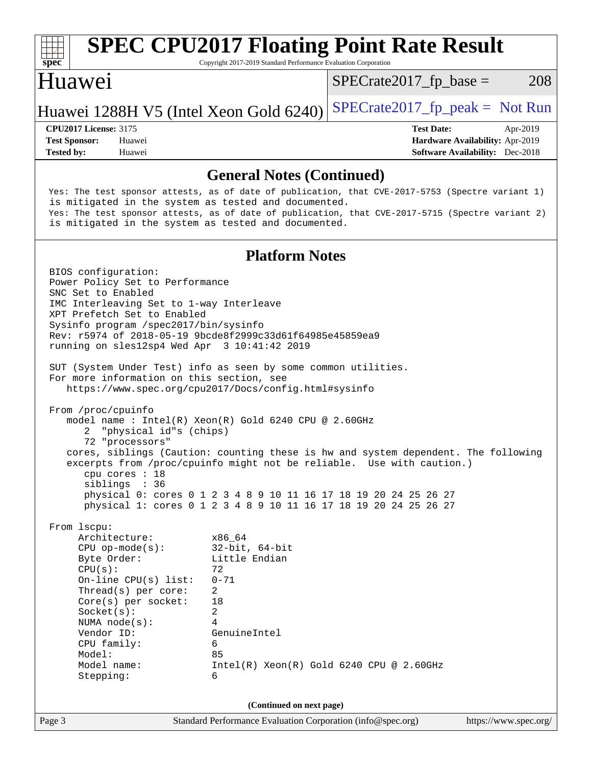## General Notes (Continued)

```
Yes: The test sponsor attests, as of date of publication, that CVE-2017-5753 (Spectre variant 1)
is mitigated in the system as tested and documented.
Yes: The test sponsor attests, as of date of publication, that CVE-2017-5715 (Spectre variant 2)
is mitigated in the system as tested and documented.
```

## Platform Notes

```
BIOS configuration:
Power Policy Set to Performance
SNC Set to Enabled
IMC Interleaving Set to 1-way Interleave
XPT Prefetch Set to Enabled
Sysinfo program /spec2017/bin/sysinfo
Rev: r5974 of 2018-05-19 9bcde8f2999c33d61f64985e45859ea9
running on sles12sp4 Wed Apr  3 10:41:42 2019

SUT (System Under Test) info as seen by some common utilities.
For more information on this section, see
   https://www.spec.org/cpu2017/Docs/config.html#sysinfo

From /proc/cpuinfo
   model name : Intel(R) Xeon(R) Gold 6240 CPU @ 2.60GHz
      2  "physical id"s (chips)
      72 "processors"
   cores, siblings (Caution: counting these is hw and system dependent. The following
   excerpts from /proc/cpuinfo might not be reliable.  Use with caution.)
      cpu cores : 18
      siblings  : 36
      physical 0: cores 0 1 2 3 4 8 9 10 11 16 17 18 19 20 24 25 26 27
      physical 1: cores 0 1 2 3 4 8 9 10 11 16 17 18 19 20 24 25 26 27

From lscpu:
     Architecture:          x86_64
     CPU op-mode(s):        32-bit, 64-bit
     Byte Order:            Little Endian
     CPU(s):                72
     On-line CPU(s) list:   0-71
     Thread(s) per core:    2
     Core(s) per socket:    18
     Socket(s):             2
     NUMA node(s):          4
     Vendor ID:             GenuineIntel
     CPU family:            6
     Model:                 85
     Model name:            Intel(R) Xeon(R) Gold 6240 CPU @ 2.60GHz
     Stepping:              6
```

(Continued on next page)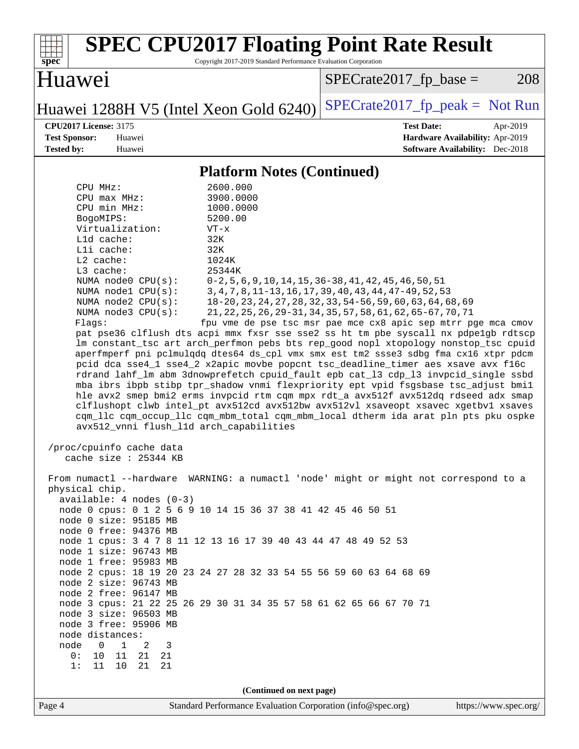# SPEC CPU2017 Floating Point Rate Result

Copyright 2017-2019 Standard Performance Evaluation Corporation

## Huawei

Huawei 1288H V5 (Intel Xeon Gold 6240)

SPECrate2017_fp_base = 208

SPECrate2017_fp_peak = Not Run

**CPU2017 License:** 3175
**Test Sponsor:** Huawei
**Tested by:** Huawei

**Test Date:** Apr-2019
**Hardware Availability:** Apr-2019
**Software Availability:** Dec-2018

### Platform Notes (Continued)

```
     CPU MHz:               2600.000
     CPU max MHz:           3900.0000
     CPU min MHz:           1000.0000
     BogoMIPS:              5200.00
     Virtualization:        VT-x
     L1d cache:             32K
     L1i cache:             32K
     L2 cache:              1024K
     L3 cache:              25344K
     NUMA node0 CPU(s):     0-2,5,6,9,10,14,15,36-38,41,42,45,46,50,51
     NUMA node1 CPU(s):     3,4,7,8,11-13,16,17,39,40,43,44,47-49,52,53
     NUMA node2 CPU(s):     18-20,23,24,27,28,32,33,54-56,59,60,63,64,68,69
     NUMA node3 CPU(s):     21,22,25,26,29-31,34,35,57,58,61,62,65-67,70,71
     Flags:                 fpu vme de pse tsc msr pae mce cx8 apic sep mtrr pge mca cmov
     pat pse36 clflush dts acpi mmx fxsr sse sse2 ss ht tm pbe syscall nx pdpe1gb rdtscp
     lm constant_tsc art arch_perfmon pebs bts rep_good nopl xtopology nonstop_tsc cpuid
     aperfmperf pni pclmulqdq dtes64 ds_cpl vmx smx est tm2 ssse3 sdbg fma cx16 xtpr pdcm
     pcid dca sse4_1 sse4_2 x2apic movbe popcnt tsc_deadline_timer aes xsave avx f16c
     rdrand lahf_lm abm 3dnowprefetch cpuid_fault epb cat_l3 cdp_l3 invpcid_single ssbd
     mba ibrs ibpb stibp tpr_shadow vnmi flexpriority ept vpid fsgsbase tsc_adjust bmi1
     hle avx2 smep bmi2 erms invpcid rtm cqm mpx rdt_a avx512f avx512dq rdseed adx smap
     clflushopt clwb intel_pt avx512cd avx512bw avx512vl xsaveopt xsavec xgetbv1 xsaves
     cqm_llc cqm_occup_llc cqm_mbm_total cqm_mbm_local dtherm ida arat pln pts pku ospke
     avx512_vnni flush_l1d arch_capabilities

 /proc/cpuinfo cache data
    cache size : 25344 KB

 From numactl --hardware  WARNING: a numactl 'node' might or might not correspond to a
 physical chip.
   available: 4 nodes (0-3)
   node 0 cpus: 0 1 2 5 6 9 10 14 15 36 37 38 41 42 45 46 50 51
   node 0 size: 95185 MB
   node 0 free: 94376 MB
   node 1 cpus: 3 4 7 8 11 12 13 16 17 39 40 43 44 47 48 49 52 53
   node 1 size: 96743 MB
   node 1 free: 95983 MB
   node 2 cpus: 18 19 20 23 24 27 28 32 33 54 55 56 59 60 63 64 68 69
   node 2 size: 96743 MB
   node 2 free: 96147 MB
   node 3 cpus: 21 22 25 26 29 30 31 34 35 57 58 61 62 65 66 67 70 71
   node 3 size: 96503 MB
   node 3 free: 95906 MB
   node distances:
   node   0   1   2   3
     0:  10  11  21  21
     1:  11  10  21  21
```

(Continued on next page)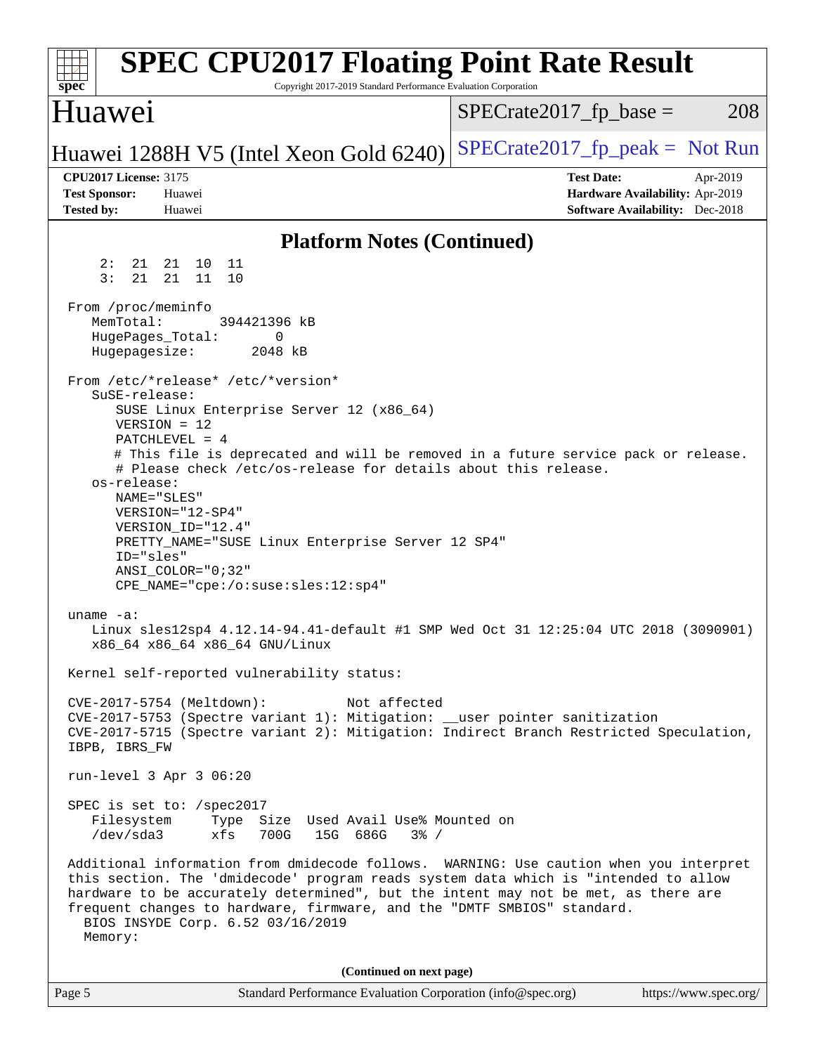# SPEC CPU2017 Floating Point Rate Result

Copyright 2017-2019 Standard Performance Evaluation Corporation

## Huawei

Huawei 1288H V5 (Intel Xeon Gold 6240)

SPECrate2017_fp_base = 208

SPECrate2017_fp_peak = Not Run

**CPU2017 License:** 3175
**Test Sponsor:** Huawei
**Tested by:** Huawei

**Test Date:** Apr-2019
**Hardware Availability:** Apr-2019
**Software Availability:** Dec-2018

### Platform Notes (Continued)

```
     2:  21  21  10  11
     3:  21  21  11  10

 From /proc/meminfo
    MemTotal:       394421396 kB
    HugePages_Total:       0
    Hugepagesize:       2048 kB

 From /etc/*release* /etc/*version*
    SuSE-release:
       SUSE Linux Enterprise Server 12 (x86_64)
       VERSION = 12
       PATCHLEVEL = 4
       # This file is deprecated and will be removed in a future service pack or release.
       # Please check /etc/os-release for details about this release.
    os-release:
       NAME="SLES"
       VERSION="12-SP4"
       VERSION_ID="12.4"
       PRETTY_NAME="SUSE Linux Enterprise Server 12 SP4"
       ID="sles"
       ANSI_COLOR="0;32"
       CPE_NAME="cpe:/o:suse:sles:12:sp4"

 uname -a:
    Linux sles12sp4 4.12.14-94.41-default #1 SMP Wed Oct 31 12:25:04 UTC 2018 (3090901)
    x86_64 x86_64 x86_64 GNU/Linux

 Kernel self-reported vulnerability status:

 CVE-2017-5754 (Meltdown):          Not affected
 CVE-2017-5753 (Spectre variant 1): Mitigation: __user pointer sanitization
 CVE-2017-5715 (Spectre variant 2): Mitigation: Indirect Branch Restricted Speculation,
 IBPB, IBRS_FW

 run-level 3 Apr 3 06:20

 SPEC is set to: /spec2017
    Filesystem     Type  Size  Used Avail Use% Mounted on
    /dev/sda3      xfs   700G   15G  686G   3% /

 Additional information from dmidecode follows.  WARNING: Use caution when you interpret
 this section. The 'dmidecode' program reads system data which is "intended to allow
 hardware to be accurately determined", but the intent may not be met, as there are
 frequent changes to hardware, firmware, and the "DMTF SMBIOS" standard.
   BIOS INSYDE Corp. 6.52 03/16/2019
   Memory:
```

(Continued on next page)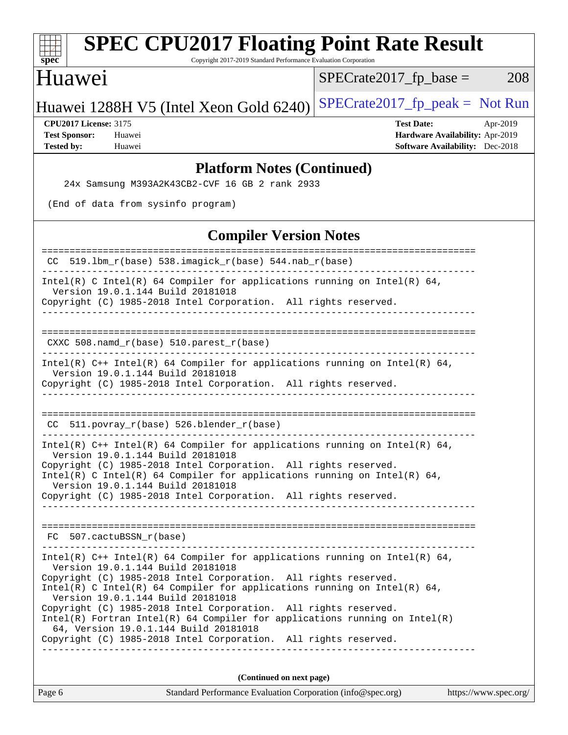## Platform Notes (Continued)

```
   24x Samsung M393A2K43CB2-CVF 16 GB 2 rank 2933

 (End of data from sysinfo program)
```

## Compiler Version Notes

```
==============================================================================
 CC  519.lbm_r(base) 538.imagick_r(base) 544.nab_r(base)
------------------------------------------------------------------------------
Intel(R) C Intel(R) 64 Compiler for applications running on Intel(R) 64,
  Version 19.0.1.144 Build 20181018
Copyright (C) 1985-2018 Intel Corporation.  All rights reserved.
------------------------------------------------------------------------------

==============================================================================
 CXXC 508.namd_r(base) 510.parest_r(base)
------------------------------------------------------------------------------
Intel(R) C++ Intel(R) 64 Compiler for applications running on Intel(R) 64,
  Version 19.0.1.144 Build 20181018
Copyright (C) 1985-2018 Intel Corporation.  All rights reserved.
------------------------------------------------------------------------------

==============================================================================
 CC  511.povray_r(base) 526.blender_r(base)
------------------------------------------------------------------------------
Intel(R) C++ Intel(R) 64 Compiler for applications running on Intel(R) 64,
  Version 19.0.1.144 Build 20181018
Copyright (C) 1985-2018 Intel Corporation.  All rights reserved.
Intel(R) C Intel(R) 64 Compiler for applications running on Intel(R) 64,
  Version 19.0.1.144 Build 20181018
Copyright (C) 1985-2018 Intel Corporation.  All rights reserved.
------------------------------------------------------------------------------

==============================================================================
 FC  507.cactuBSSN_r(base)
------------------------------------------------------------------------------
Intel(R) C++ Intel(R) 64 Compiler for applications running on Intel(R) 64,
  Version 19.0.1.144 Build 20181018
Copyright (C) 1985-2018 Intel Corporation.  All rights reserved.
Intel(R) C Intel(R) 64 Compiler for applications running on Intel(R) 64,
  Version 19.0.1.144 Build 20181018
Copyright (C) 1985-2018 Intel Corporation.  All rights reserved.
Intel(R) Fortran Intel(R) 64 Compiler for applications running on Intel(R)
  64, Version 19.0.1.144 Build 20181018
Copyright (C) 1985-2018 Intel Corporation.  All rights reserved.
------------------------------------------------------------------------------
```

**(Continued on next page)**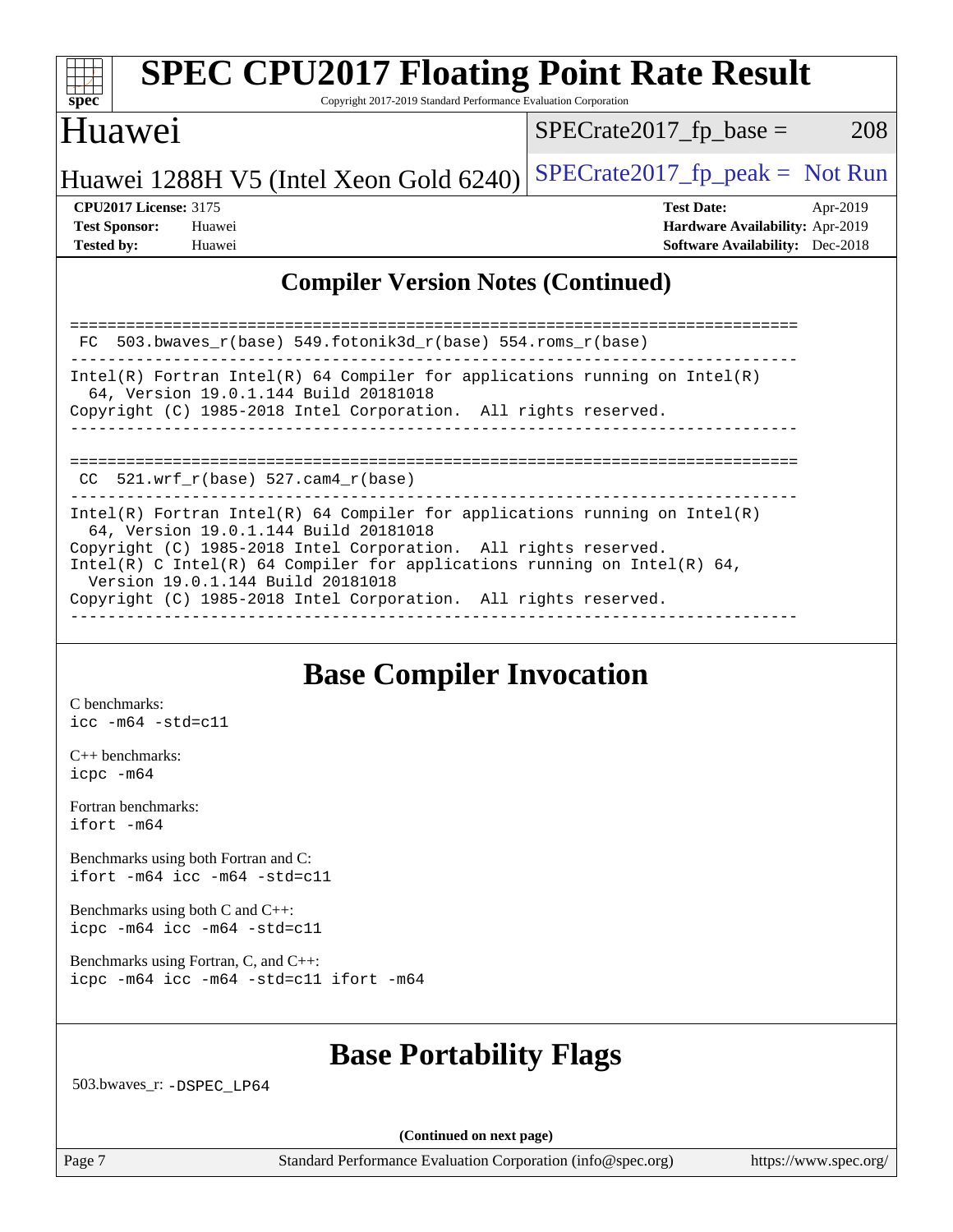## Compiler Version Notes (Continued)

```
==============================================================================
 FC  503.bwaves_r(base) 549.fotonik3d_r(base) 554.roms_r(base)
------------------------------------------------------------------------------
Intel(R) Fortran Intel(R) 64 Compiler for applications running on Intel(R)
  64, Version 19.0.1.144 Build 20181018
Copyright (C) 1985-2018 Intel Corporation.  All rights reserved.
------------------------------------------------------------------------------

==============================================================================
 CC  521.wrf_r(base) 527.cam4_r(base)
------------------------------------------------------------------------------
Intel(R) Fortran Intel(R) 64 Compiler for applications running on Intel(R)
  64, Version 19.0.1.144 Build 20181018
Copyright (C) 1985-2018 Intel Corporation.  All rights reserved.
Intel(R) C Intel(R) 64 Compiler for applications running on Intel(R) 64,
  Version 19.0.1.144 Build 20181018
Copyright (C) 1985-2018 Intel Corporation.  All rights reserved.
------------------------------------------------------------------------------
```

## Base Compiler Invocation

C benchmarks:
`icc -m64 -std=c11`

C++ benchmarks:
`icpc -m64`

Fortran benchmarks:
`ifort -m64`

Benchmarks using both Fortran and C:
`ifort -m64 icc -m64 -std=c11`

Benchmarks using both C and C++:
`icpc -m64 icc -m64 -std=c11`

Benchmarks using Fortran, C, and C++:
`icpc -m64 icc -m64 -std=c11 ifort -m64`

## Base Portability Flags

503.bwaves_r: `-DSPEC_LP64`

**(Continued on next page)**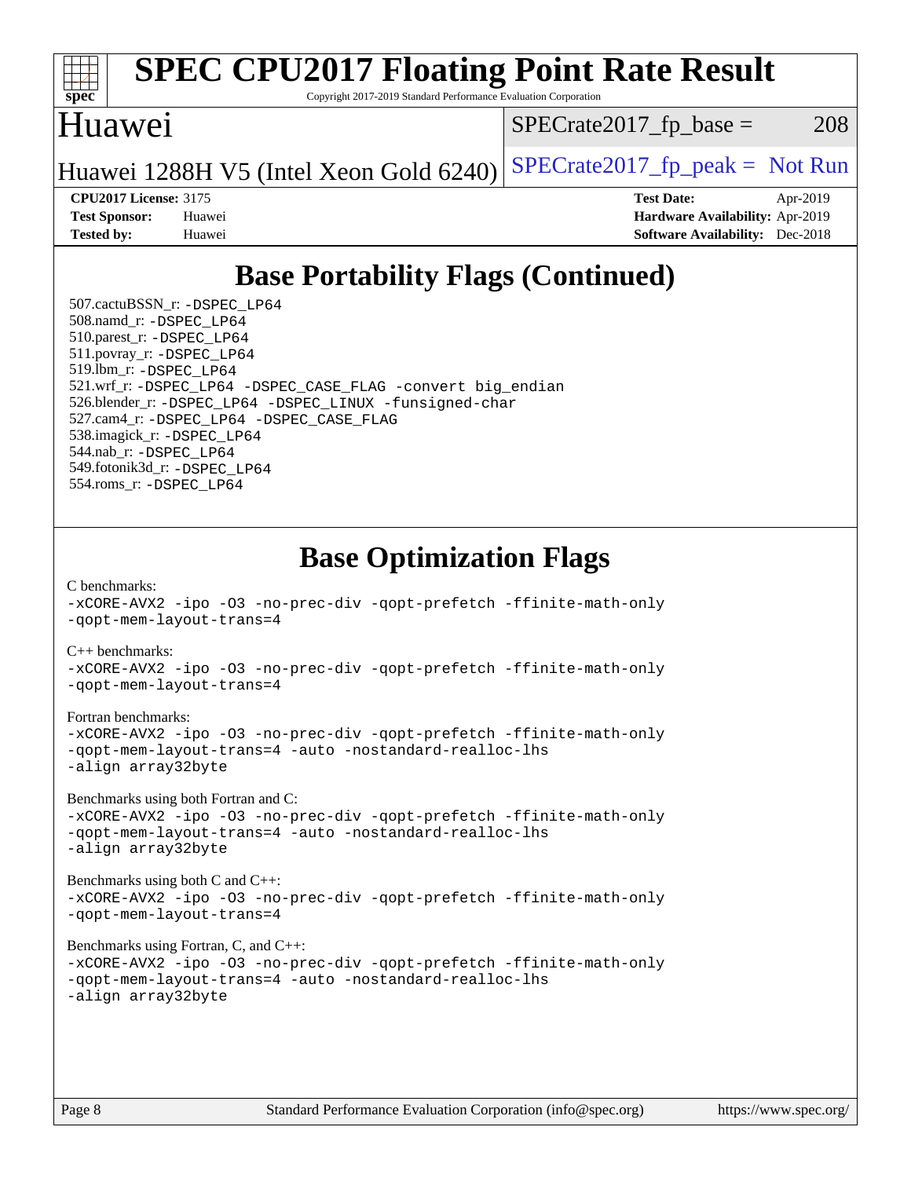# SPEC CPU2017 Floating Point Rate Result

Copyright 2017-2019 Standard Performance Evaluation Corporation

## Huawei

Huawei 1288H V5 (Intel Xeon Gold 6240)

SPECrate2017_fp_base = 208

SPECrate2017_fp_peak = Not Run

**CPU2017 License:** 3175
**Test Sponsor:** Huawei
**Tested by:** Huawei

**Test Date:** Apr-2019
**Hardware Availability:** Apr-2019
**Software Availability:** Dec-2018

## Base Portability Flags (Continued)

507.cactuBSSN_r: -DSPEC_LP64
508.namd_r: -DSPEC_LP64
510.parest_r: -DSPEC_LP64
511.povray_r: -DSPEC_LP64
519.lbm_r: -DSPEC_LP64
521.wrf_r: -DSPEC_LP64 -DSPEC_CASE_FLAG -convert big_endian
526.blender_r: -DSPEC_LP64 -DSPEC_LINUX -funsigned-char
527.cam4_r: -DSPEC_LP64 -DSPEC_CASE_FLAG
538.imagick_r: -DSPEC_LP64
544.nab_r: -DSPEC_LP64
549.fotonik3d_r: -DSPEC_LP64
554.roms_r: -DSPEC_LP64

## Base Optimization Flags

C benchmarks:
-xCORE-AVX2 -ipo -O3 -no-prec-div -qopt-prefetch -ffinite-math-only
-qopt-mem-layout-trans=4

C++ benchmarks:
-xCORE-AVX2 -ipo -O3 -no-prec-div -qopt-prefetch -ffinite-math-only
-qopt-mem-layout-trans=4

Fortran benchmarks:
-xCORE-AVX2 -ipo -O3 -no-prec-div -qopt-prefetch -ffinite-math-only
-qopt-mem-layout-trans=4 -auto -nostandard-realloc-lhs
-align array32byte

Benchmarks using both Fortran and C:
-xCORE-AVX2 -ipo -O3 -no-prec-div -qopt-prefetch -ffinite-math-only
-qopt-mem-layout-trans=4 -auto -nostandard-realloc-lhs
-align array32byte

Benchmarks using both C and C++:
-xCORE-AVX2 -ipo -O3 -no-prec-div -qopt-prefetch -ffinite-math-only
-qopt-mem-layout-trans=4

Benchmarks using Fortran, C, and C++:
-xCORE-AVX2 -ipo -O3 -no-prec-div -qopt-prefetch -ffinite-math-only
-qopt-mem-layout-trans=4 -auto -nostandard-realloc-lhs
-align array32byte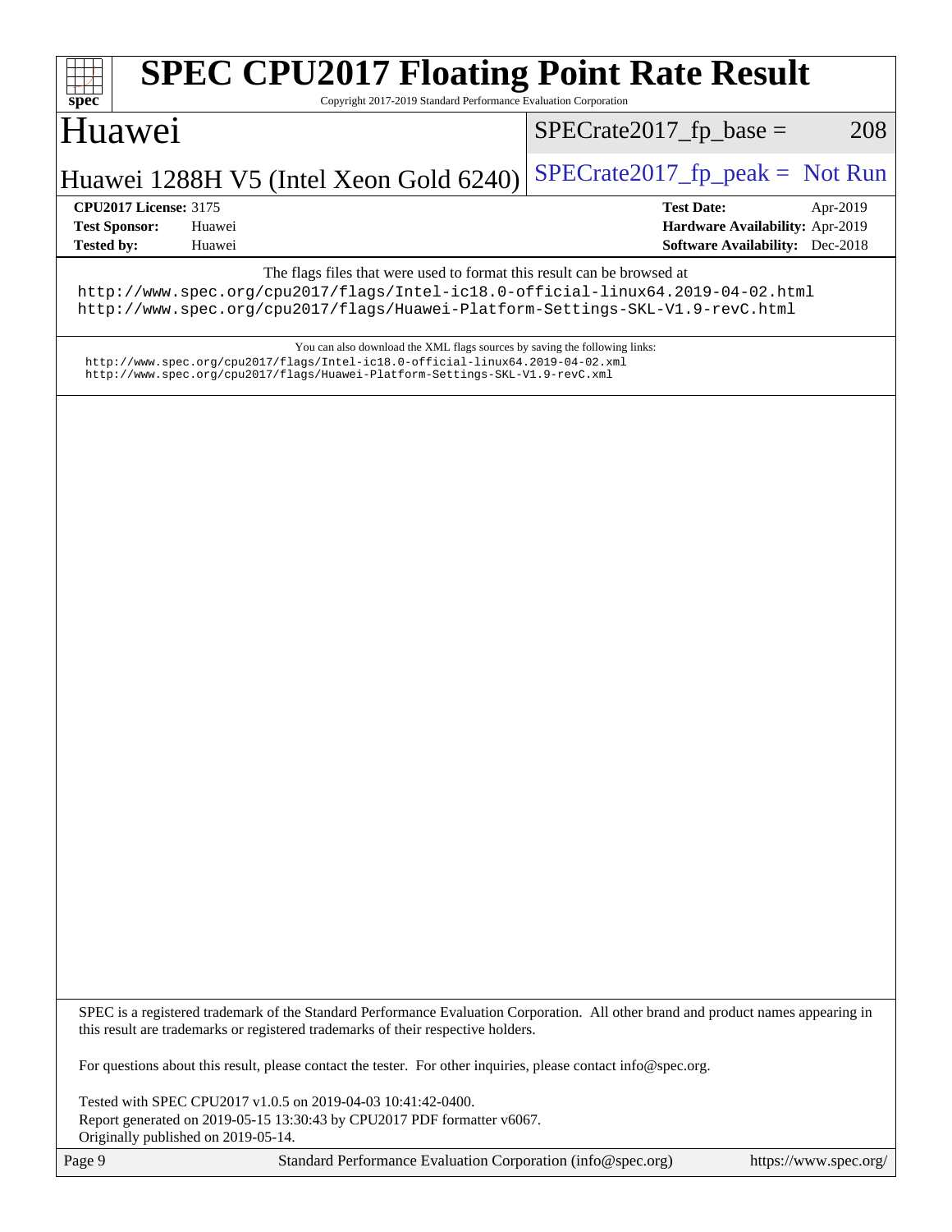# SPEC CPU2017 Floating Point Rate Result

Copyright 2017-2019 Standard Performance Evaluation Corporation

## Huawei

Huawei 1288H V5 (Intel Xeon Gold 6240)

SPECrate2017_fp_base = 208

SPECrate2017_fp_peak = Not Run

**CPU2017 License:** 3175
**Test Sponsor:** Huawei
**Tested by:** Huawei

**Test Date:** Apr-2019
**Hardware Availability:** Apr-2019
**Software Availability:** Dec-2018

The flags files that were used to format this result can be browsed at

http://www.spec.org/cpu2017/flags/Intel-ic18.0-official-linux64.2019-04-02.html
http://www.spec.org/cpu2017/flags/Huawei-Platform-Settings-SKL-V1.9-revC.html

You can also download the XML flags sources by saving the following links:

http://www.spec.org/cpu2017/flags/Intel-ic18.0-official-linux64.2019-04-02.xml
http://www.spec.org/cpu2017/flags/Huawei-Platform-Settings-SKL-V1.9-revC.xml

SPEC is a registered trademark of the Standard Performance Evaluation Corporation. All other brand and product names appearing in this result are trademarks or registered trademarks of their respective holders.

For questions about this result, please contact the tester. For other inquiries, please contact info@spec.org.

Tested with SPEC CPU2017 v1.0.5 on 2019-04-03 10:41:42-0400.
Report generated on 2019-05-15 13:30:43 by CPU2017 PDF formatter v6067.
Originally published on 2019-05-14.